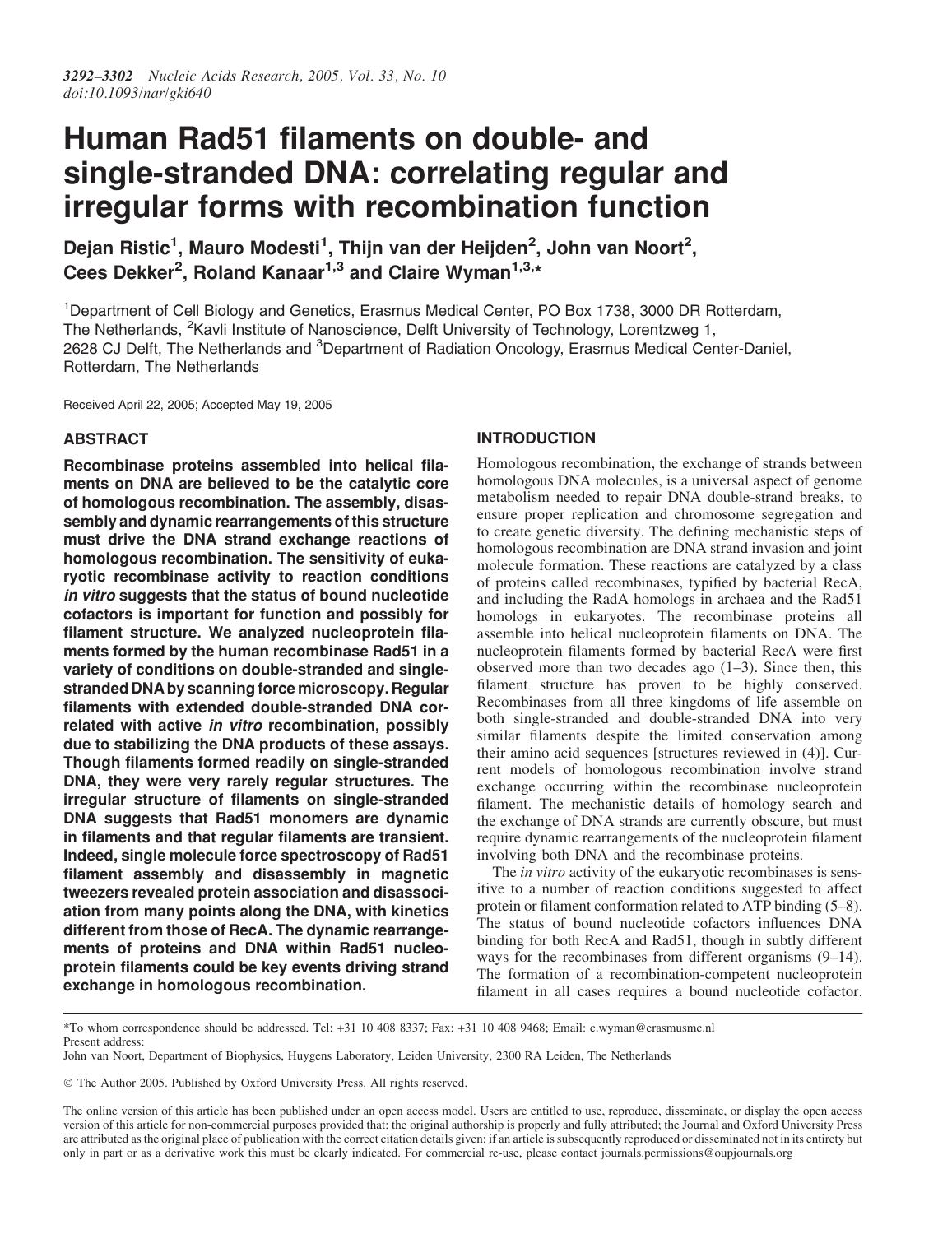# Human Rad51 filaments on double- and single-stranded DNA: correlating regular and irregular forms with recombination function

**Dejan Ristic[1], Mauro Modesti[1], Thijn van der Heijden[2], John van Noort[2], Cees Dekker[2], Roland Kanaar[1,3] and Claire Wyman[1,3,*]**

[1]Department of Cell Biology and Genetics, Erasmus Medical Center, PO Box 1738, 3000 DR Rotterdam, The Netherlands, [2]Kavli Institute of Nanoscience, Delft University of Technology, Lorentzweg 1, 2628 CJ Delft, The Netherlands and [3]Department of Radiation Oncology, Erasmus Medical Center-Daniel, Rotterdam, The Netherlands

Received April 22, 2005; Accepted May 19, 2005

## ABSTRACT

**Recombinase proteins assembled into helical filaments on DNA are believed to be the catalytic core of homologous recombination. The assembly, disassembly and dynamic rearrangements of this structure must drive the DNA strand exchange reactions of homologous recombination. The sensitivity of eukaryotic recombinase activity to reaction conditions *in vitro* suggests that the status of bound nucleotide cofactors is important for function and possibly for filament structure. We analyzed nucleoprotein filaments formed by the human recombinase Rad51 in a variety of conditions on double-stranded and single-stranded DNA by scanning force microscopy. Regular filaments with extended double-stranded DNA correlated with active *in vitro* recombination, possibly due to stabilizing the DNA products of these assays. Though filaments formed readily on single-stranded DNA, they were very rarely regular structures. The irregular structure of filaments on single-stranded DNA suggests that Rad51 monomers are dynamic in filaments and that regular filaments are transient. Indeed, single molecule force spectroscopy of Rad51 filament assembly and disassembly in magnetic tweezers revealed protein association and disassociation from many points along the DNA, with kinetics different from those of RecA. The dynamic rearrangements of proteins and DNA within Rad51 nucleoprotein filaments could be key events driving strand exchange in homologous recombination.**

## INTRODUCTION

Homologous recombination, the exchange of strands between homologous DNA molecules, is a universal aspect of genome metabolism needed to repair DNA double-strand breaks, to ensure proper replication and chromosome segregation and to create genetic diversity. The defining mechanistic steps of homologous recombination are DNA strand invasion and joint molecule formation. These reactions are catalyzed by a class of proteins called recombinases, typified by bacterial RecA, and including the RadA homologs in archaea and the Rad51 homologs in eukaryotes. The recombinase proteins all assemble into helical nucleoprotein filaments on DNA. The nucleoprotein filaments formed by bacterial RecA were first observed more than two decades ago (1–3). Since then, this filament structure has proven to be highly conserved. Recombinases from all three kingdoms of life assemble on both single-stranded and double-stranded DNA into very similar filaments despite the limited conservation among their amino acid sequences [structures reviewed in (4)]. Current models of homologous recombination involve strand exchange occurring within the recombinase nucleoprotein filament. The mechanistic details of homology search and the exchange of DNA strands are currently obscure, but must require dynamic rearrangements of the nucleoprotein filament involving both DNA and the recombinase proteins.

The *in vitro* activity of the eukaryotic recombinases is sensitive to a number of reaction conditions suggested to affect protein or filament conformation related to ATP binding (5–8). The status of bound nucleotide cofactors influences DNA binding for both RecA and Rad51, though in subtly different ways for the recombinases from different organisms (9–14). The formation of a recombination-competent nucleoprotein filament in all cases requires a bound nucleotide cofactor.

*To whom correspondence should be addressed. Tel: +31 10 408 8337; Fax: +31 10 408 9468; Email: c.wyman@erasmusmc.nl
Present address:
John van Noort, Department of Biophysics, Huygens Laboratory, Leiden University, 2300 RA Leiden, The Netherlands

© The Author 2005. Published by Oxford University Press. All rights reserved.

The online version of this article has been published under an open access model. Users are entitled to use, reproduce, disseminate, or display the open access version of this article for non-commercial purposes provided that: the original authorship is properly and fully attributed; the Journal and Oxford University Press are attributed as the original place of publication with the correct citation details given; if an article is subsequently reproduced or disseminated not in its entirety but only in part or as a derivative work this must be clearly indicated. For commercial re-use, please contact journals.permissions@oupjournals.org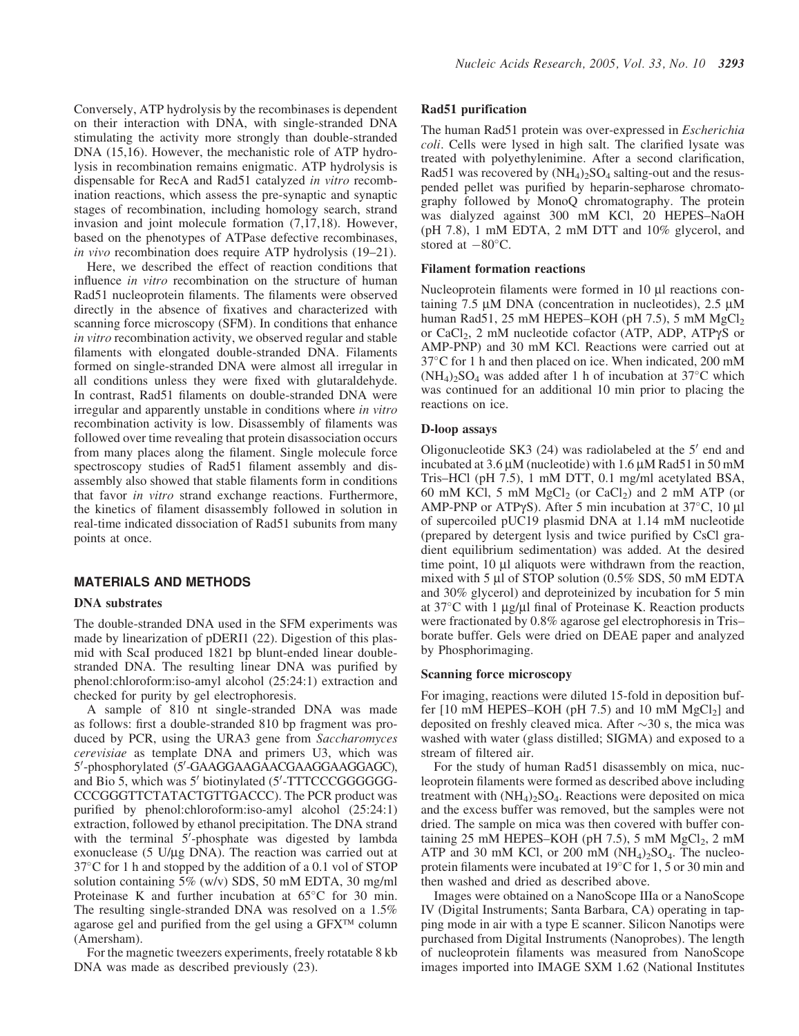Conversely, ATP hydrolysis by the recombinases is dependent on their interaction with DNA, with single-stranded DNA stimulating the activity more strongly than double-stranded DNA (15,16). However, the mechanistic role of ATP hydrolysis in recombination remains enigmatic. ATP hydrolysis is dispensable for RecA and Rad51 catalyzed *in vitro* recombination reactions, which assess the pre-synaptic and synaptic stages of recombination, including homology search, strand invasion and joint molecule formation (7,17,18). However, based on the phenotypes of ATPase defective recombinases, *in vivo* recombination does require ATP hydrolysis (19–21).

Here, we described the effect of reaction conditions that influence *in vitro* recombination on the structure of human Rad51 nucleoprotein filaments. The filaments were observed directly in the absence of fixatives and characterized with scanning force microscopy (SFM). In conditions that enhance *in vitro* recombination activity, we observed regular and stable filaments with elongated double-stranded DNA. Filaments formed on single-stranded DNA were almost all irregular in all conditions unless they were fixed with glutaraldehyde. In contrast, Rad51 filaments on double-stranded DNA were irregular and apparently unstable in conditions where *in vitro* recombination activity is low. Disassembly of filaments was followed over time revealing that protein disassociation occurs from many places along the filament. Single molecule force spectroscopy studies of Rad51 filament assembly and disassembly also showed that stable filaments form in conditions that favor *in vitro* strand exchange reactions. Furthermore, the kinetics of filament disassembly followed in solution in real-time indicated dissociation of Rad51 subunits from many points at once.

## MATERIALS AND METHODS

### DNA substrates

The double-stranded DNA used in the SFM experiments was made by linearization of pDERI1 (22). Digestion of this plasmid with ScaI produced 1821 bp blunt-ended linear double-stranded DNA. The resulting linear DNA was purified by phenol:chloroform:iso-amyl alcohol (25:24:1) extraction and checked for purity by gel electrophoresis.

A sample of 810 nt single-stranded DNA was made as follows: first a double-stranded 810 bp fragment was produced by PCR, using the URA3 gene from *Saccharomyces cerevisiae* as template DNA and primers U3, which was 5′-phosphorylated (5′-GAAGGAAGAACGAAGGAAGGAGC), and Bio 5, which was 5′ biotinylated (5′-TTTCCCGGGGGG-CCCGGGTTCTATACTGTTGACCC). The PCR product was purified by phenol:chloroform:iso-amyl alcohol (25:24:1) extraction, followed by ethanol precipitation. The DNA strand with the terminal 5′-phosphate was digested by lambda exonuclease (5 U/μg DNA). The reaction was carried out at 37°C for 1 h and stopped by the addition of a 0.1 vol of STOP solution containing 5% (w/v) SDS, 50 mM EDTA, 30 mg/ml Proteinase K and further incubation at 65°C for 30 min. The resulting single-stranded DNA was resolved on a 1.5% agarose gel and purified from the gel using a GFX™ column (Amersham).

For the magnetic tweezers experiments, freely rotatable 8 kb DNA was made as described previously (23).

### Rad51 purification

The human Rad51 protein was over-expressed in *Escherichia coli*. Cells were lysed in high salt. The clarified lysate was treated with polyethylenimine. After a second clarification, Rad51 was recovered by $(NH_4)_2SO_4$ salting-out and the resuspended pellet was purified by heparin-sepharose chromatography followed by MonoQ chromatography. The protein was dialyzed against 300 mM KCl, 20 HEPES–NaOH (pH 7.8), 1 mM EDTA, 2 mM DTT and 10% glycerol, and stored at −80°C.

### Filament formation reactions

Nucleoprotein filaments were formed in 10 μl reactions containing 7.5 μM DNA (concentration in nucleotides), 2.5 μM human Rad51, 25 mM HEPES–KOH (pH 7.5), 5 mM $MgCl_2$ or $CaCl_2$, 2 mM nucleotide cofactor (ATP, ADP, ATPγS or AMP-PNP) and 30 mM KCl. Reactions were carried out at 37°C for 1 h and then placed on ice. When indicated, 200 mM $(NH_4)_2SO_4$ was added after 1 h of incubation at 37°C which was continued for an additional 10 min prior to placing the reactions on ice.

### D-loop assays

Oligonucleotide SK3 (24) was radiolabeled at the 5′ end and incubated at 3.6 μM (nucleotide) with 1.6 μM Rad51 in 50 mM Tris–HCl (pH 7.5), 1 mM DTT, 0.1 mg/ml acetylated BSA, 60 mM KCl, 5 mM $MgCl_2$ (or $CaCl_2$) and 2 mM ATP (or AMP-PNP or ATPγS). After 5 min incubation at 37°C, 10 μl of supercoiled pUC19 plasmid DNA at 1.14 mM nucleotide (prepared by detergent lysis and twice purified by CsCl gradient equilibrium sedimentation) was added. At the desired time point, 10 μl aliquots were withdrawn from the reaction, mixed with 5 μl of STOP solution (0.5% SDS, 50 mM EDTA and 30% glycerol) and deproteinized by incubation for 5 min at 37°C with 1 μg/μl final of Proteinase K. Reaction products were fractionated by 0.8% agarose gel electrophoresis in Tris–borate buffer. Gels were dried on DEAE paper and analyzed by Phosphorimaging.

### Scanning force microscopy

For imaging, reactions were diluted 15-fold in deposition buffer [10 mM HEPES–KOH (pH 7.5) and 10 mM $MgCl_2$] and deposited on freshly cleaved mica. After ~30 s, the mica was washed with water (glass distilled; SIGMA) and exposed to a stream of filtered air.

For the study of human Rad51 disassembly on mica, nucleoprotein filaments were formed as described above including treatment with $(NH_4)_2SO_4$. Reactions were deposited on mica and the excess buffer was removed, but the samples were not dried. The sample on mica was then covered with buffer containing 25 mM HEPES–KOH (pH 7.5), 5 mM $MgCl_2$, 2 mM ATP and 30 mM KCl, or 200 mM $(NH_4)_2SO_4$. The nucleoprotein filaments were incubated at 19°C for 1, 5 or 30 min and then washed and dried as described above.

Images were obtained on a NanoScope IIIa or a NanoScope IV (Digital Instruments; Santa Barbara, CA) operating in tapping mode in air with a type E scanner. Silicon Nanotips were purchased from Digital Instruments (Nanoprobes). The length of nucleoprotein filaments was measured from NanoScope images imported into IMAGE SXM 1.62 (National Institutes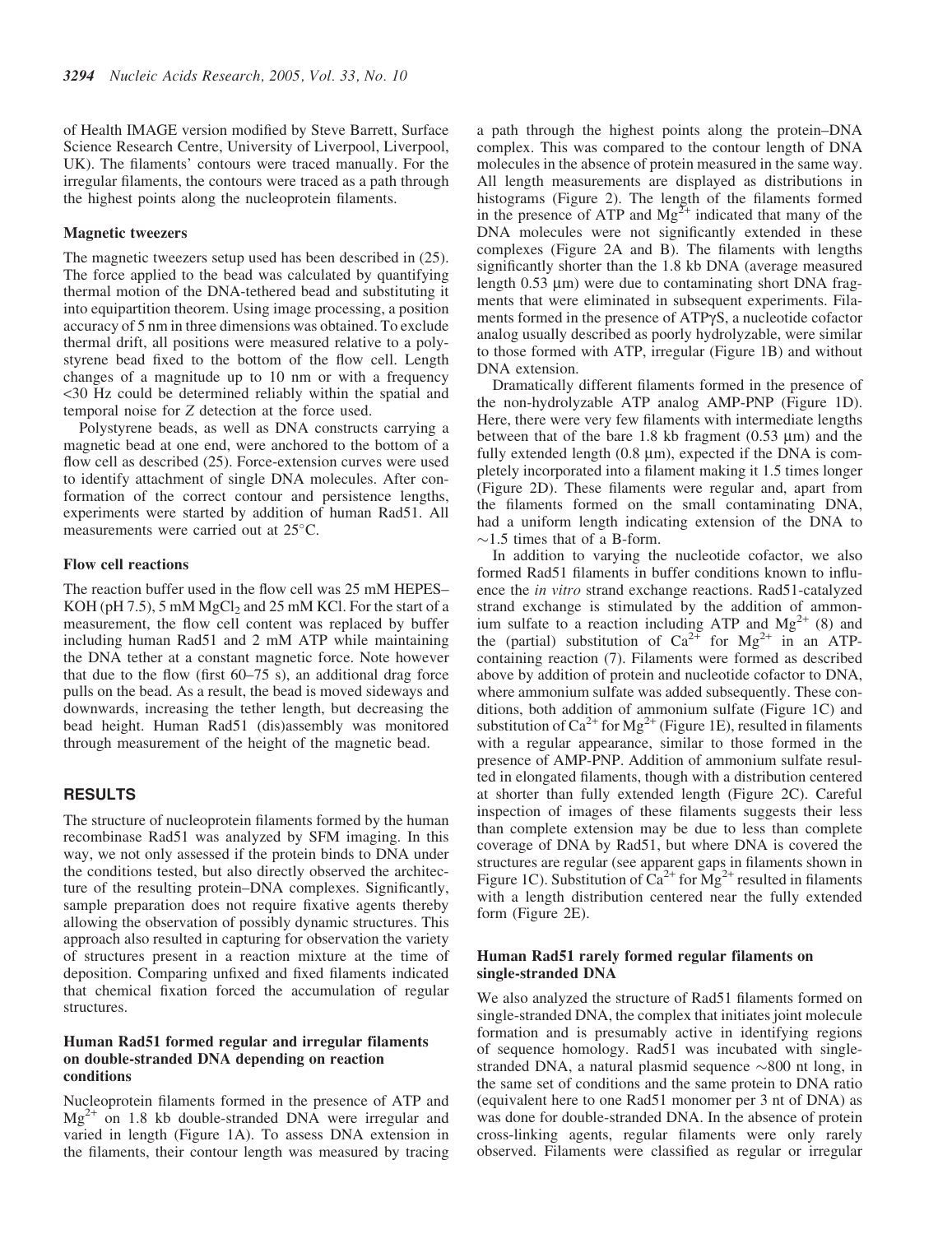of Health IMAGE version modified by Steve Barrett, Surface Science Research Centre, University of Liverpool, Liverpool, UK). The filaments' contours were traced manually. For the irregular filaments, the contours were traced as a path through the highest points along the nucleoprotein filaments.

### Magnetic tweezers

The magnetic tweezers setup used has been described in (25). The force applied to the bead was calculated by quantifying thermal motion of the DNA-tethered bead and substituting it into equipartition theorem. Using image processing, a position accuracy of 5 nm in three dimensions was obtained. To exclude thermal drift, all positions were measured relative to a polystyrene bead fixed to the bottom of the flow cell. Length changes of a magnitude up to 10 nm or with a frequency <30 Hz could be determined reliably within the spatial and temporal noise for Z detection at the force used.

Polystyrene beads, as well as DNA constructs carrying a magnetic bead at one end, were anchored to the bottom of a flow cell as described (25). Force-extension curves were used to identify attachment of single DNA molecules. After conformation of the correct contour and persistence lengths, experiments were started by addition of human Rad51. All measurements were carried out at 25°C.

### Flow cell reactions

The reaction buffer used in the flow cell was 25 mM HEPES–KOH (pH 7.5), 5 mM $MgCl_2$ and 25 mM KCl. For the start of a measurement, the flow cell content was replaced by buffer including human Rad51 and 2 mM ATP while maintaining the DNA tether at a constant magnetic force. Note however that due to the flow (first 60–75 s), an additional drag force pulls on the bead. As a result, the bead is moved sideways and downwards, increasing the tether length, but decreasing the bead height. Human Rad51 (dis)assembly was monitored through measurement of the height of the magnetic bead.

## RESULTS

The structure of nucleoprotein filaments formed by the human recombinase Rad51 was analyzed by SFM imaging. In this way, we not only assessed if the protein binds to DNA under the conditions tested, but also directly observed the architecture of the resulting protein–DNA complexes. Significantly, sample preparation does not require fixative agents thereby allowing the observation of possibly dynamic structures. This approach also resulted in capturing for observation the variety of structures present in a reaction mixture at the time of deposition. Comparing unfixed and fixed filaments indicated that chemical fixation forced the accumulation of regular structures.

### Human Rad51 formed regular and irregular filaments on double-stranded DNA depending on reaction conditions

Nucleoprotein filaments formed in the presence of ATP and $Mg^{2+}$ on 1.8 kb double-stranded DNA were irregular and varied in length (Figure 1A). To assess DNA extension in the filaments, their contour length was measured by tracing a path through the highest points along the protein–DNA complex. This was compared to the contour length of DNA molecules in the absence of protein measured in the same way. All length measurements are displayed as distributions in histograms (Figure 2). The length of the filaments formed in the presence of ATP and $Mg^{2+}$ indicated that many of the DNA molecules were not significantly extended in these complexes (Figure 2A and B). The filaments with lengths significantly shorter than the 1.8 kb DNA (average measured length 0.53 μm) were due to contaminating short DNA fragments that were eliminated in subsequent experiments. Filaments formed in the presence of ATPγS, a nucleotide cofactor analog usually described as poorly hydrolyzable, were similar to those formed with ATP, irregular (Figure 1B) and without DNA extension.

Dramatically different filaments formed in the presence of the non-hydrolyzable ATP analog AMP-PNP (Figure 1D). Here, there were very few filaments with intermediate lengths between that of the bare 1.8 kb fragment (0.53 μm) and the fully extended length (0.8 μm), expected if the DNA is completely incorporated into a filament making it 1.5 times longer (Figure 2D). These filaments were regular and, apart from the filaments formed on the small contaminating DNA, had a uniform length indicating extension of the DNA to ~1.5 times that of a B-form.

In addition to varying the nucleotide cofactor, we also formed Rad51 filaments in buffer conditions known to influence the *in vitro* strand exchange reactions. Rad51-catalyzed strand exchange is stimulated by the addition of ammonium sulfate to a reaction including ATP and $Mg^{2+}$ (8) and the (partial) substitution of $Ca^{2+}$ for $Mg^{2+}$ in an ATP-containing reaction (7). Filaments were formed as described above by addition of protein and nucleotide cofactor to DNA, where ammonium sulfate was added subsequently. These conditions, both addition of ammonium sulfate (Figure 1C) and substitution of $Ca^{2+}$ for $Mg^{2+}$ (Figure 1E), resulted in filaments with a regular appearance, similar to those formed in the presence of AMP-PNP. Addition of ammonium sulfate resulted in elongated filaments, though with a distribution centered at shorter than fully extended length (Figure 2C). Careful inspection of images of these filaments suggests their less than complete extension may be due to less than complete coverage of DNA by Rad51, but where DNA is covered the structures are regular (see apparent gaps in filaments shown in Figure 1C). Substitution of $Ca^{2+}$ for $Mg^{2+}$ resulted in filaments with a length distribution centered near the fully extended form (Figure 2E).

### Human Rad51 rarely formed regular filaments on single-stranded DNA

We also analyzed the structure of Rad51 filaments formed on single-stranded DNA, the complex that initiates joint molecule formation and is presumably active in identifying regions of sequence homology. Rad51 was incubated with single-stranded DNA, a natural plasmid sequence ~800 nt long, in the same set of conditions and the same protein to DNA ratio (equivalent here to one Rad51 monomer per 3 nt of DNA) as was done for double-stranded DNA. In the absence of protein cross-linking agents, regular filaments were only rarely observed. Filaments were classified as regular or irregular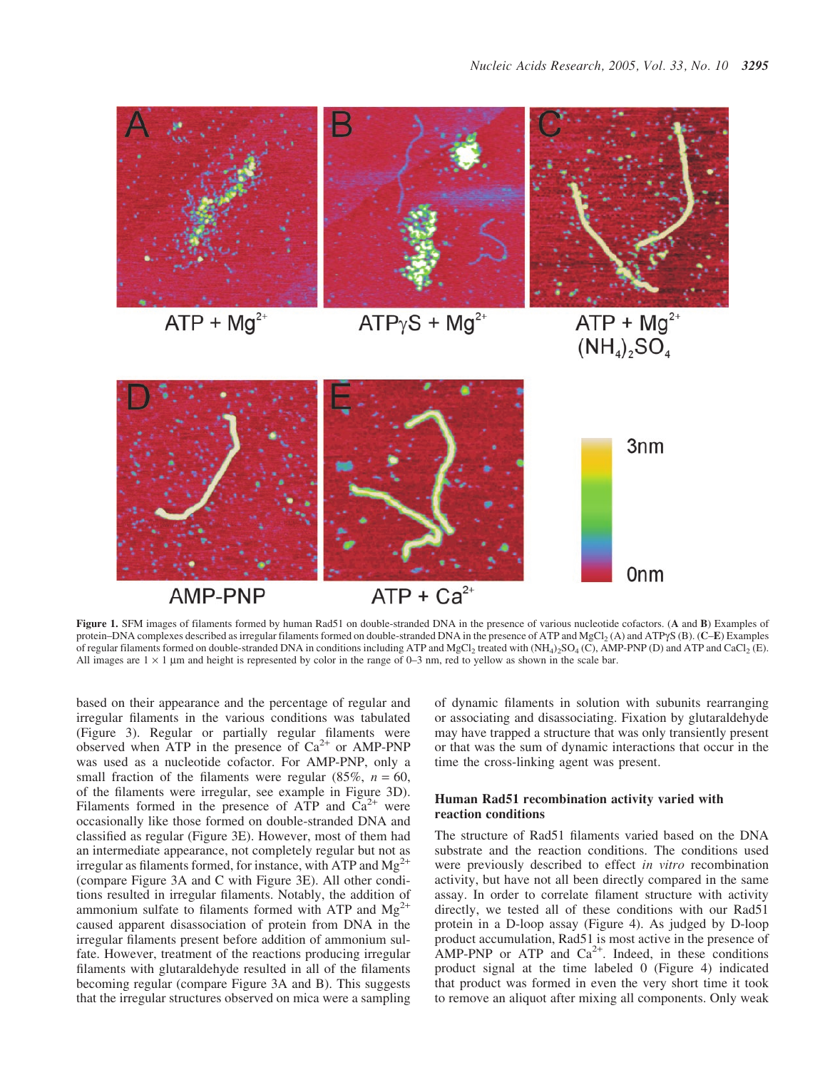Figure 1. SFM images of filaments formed by human Rad51 on double-stranded DNA in the presence of various nucleotide cofactors. (**A** and **B**) Examples of protein–DNA complexes described as irregular filaments formed on double-stranded DNA in the presence of ATP and $MgCl_2$ (A) and ATPγS (B). (**C**–**E**) Examples of regular filaments formed on double-stranded DNA in conditions including ATP and $MgCl_2$ treated with $(NH_4)_2SO_4$ (C), AMP-PNP (D) and ATP and $CaCl_2$ (E). All images are 1 × 1 μm and height is represented by color in the range of 0–3 nm, red to yellow as shown in the scale bar.

based on their appearance and the percentage of regular and irregular filaments in the various conditions was tabulated (Figure 3). Regular or partially regular filaments were observed when ATP in the presence of $Ca^{2+}$ or AMP-PNP was used as a nucleotide cofactor. For AMP-PNP, only a small fraction of the filaments were regular (85%, $n = 60$, of the filaments were irregular, see example in Figure 3D). Filaments formed in the presence of ATP and $Ca^{2+}$ were occasionally like those formed on double-stranded DNA and classified as regular (Figure 3E). However, most of them had an intermediate appearance, not completely regular but not as irregular as filaments formed, for instance, with ATP and $Mg^{2+}$ (compare Figure 3A and C with Figure 3E). All other conditions resulted in irregular filaments. Notably, the addition of ammonium sulfate to filaments formed with ATP and $Mg^{2+}$ caused apparent disassociation of protein from DNA in the irregular filaments present before addition of ammonium sulfate. However, treatment of the reactions producing irregular filaments with glutaraldehyde resulted in all of the filaments becoming regular (compare Figure 3A and B). This suggests that the irregular structures observed on mica were a sampling of dynamic filaments in solution with subunits rearranging or associating and disassociating. Fixation by glutaraldehyde may have trapped a structure that was only transiently present or that was the sum of dynamic interactions that occur in the time the cross-linking agent was present.

### Human Rad51 recombination activity varied with reaction conditions

The structure of Rad51 filaments varied based on the DNA substrate and the reaction conditions. The conditions used were previously described to effect *in vitro* recombination activity, but have not all been directly compared in the same assay. In order to correlate filament structure with activity directly, we tested all of these conditions with our Rad51 protein in a D-loop assay (Figure 4). As judged by D-loop product accumulation, Rad51 is most active in the presence of AMP-PNP or ATP and $Ca^{2+}$. Indeed, in these conditions product signal at the time labeled 0 (Figure 4) indicated that product was formed in even the very short time it took to remove an aliquot after mixing all components. Only weak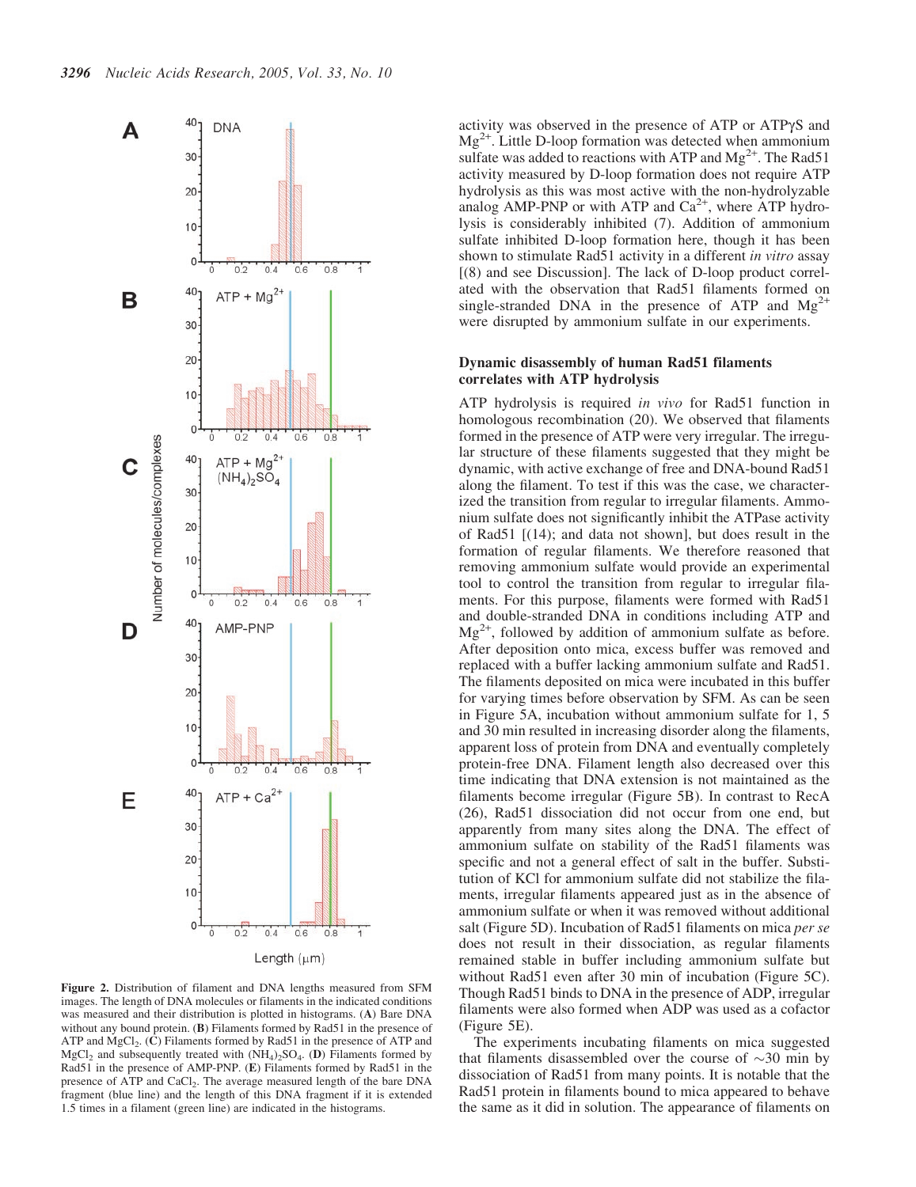Figure 2. Distribution of filament and DNA lengths measured from SFM images. The length of DNA molecules or filaments in the indicated conditions was measured and their distribution is plotted in histograms. (A) Bare DNA without any bound protein. (B) Filaments formed by Rad51 in the presence of ATP and $MgCl_2$. (C) Filaments formed by Rad51 in the presence of ATP and $MgCl_2$ and subsequently treated with $(NH_4)_2SO_4$. (D) Filaments formed by Rad51 in the presence of AMP-PNP. (E) Filaments formed by Rad51 in the presence of ATP and $CaCl_2$. The average measured length of the bare DNA fragment (blue line) and the length of this DNA fragment if it is extended 1.5 times in a filament (green line) are indicated in the histograms.

activity was observed in the presence of ATP or ATPγS and $Mg^{2+}$. Little D-loop formation was detected when ammonium sulfate was added to reactions with ATP and $Mg^{2+}$. The Rad51 activity measured by D-loop formation does not require ATP hydrolysis as this was most active with the non-hydrolyzable analog AMP-PNP or with ATP and $Ca^{2+}$, where ATP hydrolysis is considerably inhibited (7). Addition of ammonium sulfate inhibited D-loop formation here, though it has been shown to stimulate Rad51 activity in a different *in vitro* assay [(8) and see Discussion]. The lack of D-loop product correlated with the observation that Rad51 filaments formed on single-stranded DNA in the presence of ATP and $Mg^{2+}$ were disrupted by ammonium sulfate in our experiments.

### Dynamic disassembly of human Rad51 filaments correlates with ATP hydrolysis

ATP hydrolysis is required *in vivo* for Rad51 function in homologous recombination (20). We observed that filaments formed in the presence of ATP were very irregular. The irregular structure of these filaments suggested that they might be dynamic, with active exchange of free and DNA-bound Rad51 along the filament. To test if this was the case, we characterized the transition from regular to irregular filaments. Ammonium sulfate does not significantly inhibit the ATPase activity of Rad51 [(14); and data not shown], but does result in the formation of regular filaments. We therefore reasoned that removing ammonium sulfate would provide an experimental tool to control the transition from regular to irregular filaments. For this purpose, filaments were formed with Rad51 and double-stranded DNA in conditions including ATP and $Mg^{2+}$, followed by addition of ammonium sulfate as before. After deposition onto mica, excess buffer was removed and replaced with a buffer lacking ammonium sulfate and Rad51. The filaments deposited on mica were incubated in this buffer for varying times before observation by SFM. As can be seen in Figure 5A, incubation without ammonium sulfate for 1, 5 and 30 min resulted in increasing disorder along the filaments, apparent loss of protein from DNA and eventually completely protein-free DNA. Filament length also decreased over this time indicating that DNA extension is not maintained as the filaments become irregular (Figure 5B). In contrast to RecA (26), Rad51 dissociation did not occur from one end, but apparently from many sites along the DNA. The effect of ammonium sulfate on stability of the Rad51 filaments was specific and not a general effect of salt in the buffer. Substitution of KCl for ammonium sulfate did not stabilize the filaments, irregular filaments appeared just as in the absence of ammonium sulfate or when it was removed without additional salt (Figure 5D). Incubation of Rad51 filaments on mica *per se* does not result in their dissociation, as regular filaments remained stable in buffer including ammonium sulfate but without Rad51 even after 30 min of incubation (Figure 5C). Though Rad51 binds to DNA in the presence of ADP, irregular filaments were also formed when ADP was used as a cofactor (Figure 5E).

The experiments incubating filaments on mica suggested that filaments disassembled over the course of ∼30 min by dissociation of Rad51 from many points. It is notable that the Rad51 protein in filaments bound to mica appeared to behave the same as it did in solution. The appearance of filaments on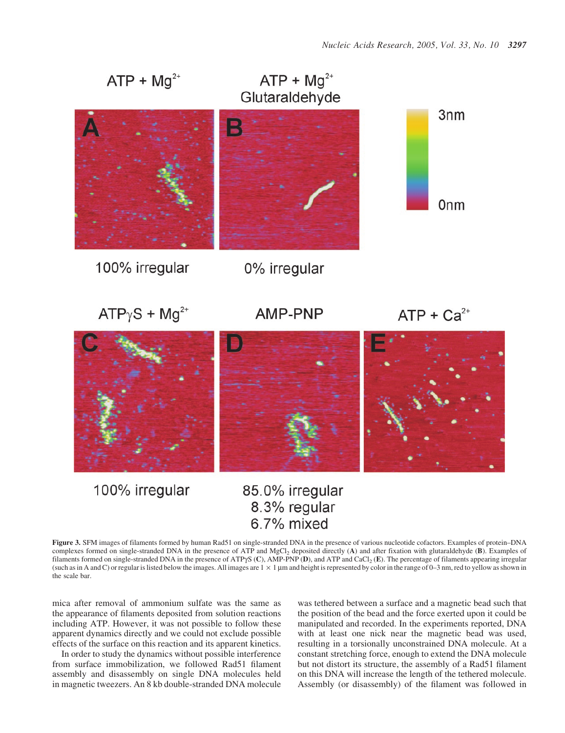**Figure 3.** SFM images of filaments formed by human Rad51 on single-stranded DNA in the presence of various nucleotide cofactors. Examples of protein–DNA complexes formed on single-stranded DNA in the presence of ATP and $MgCl_2$ deposited directly (**A**) and after fixation with glutaraldehyde (**B**). Examples of filaments formed on single-stranded DNA in the presence of ATPγS (**C**), AMP-PNP (**D**), and ATP and $CaCl_2$ (**E**). The percentage of filaments appearing irregular (such as in A and C) or regular is listed below the images. All images are 1 × 1 μm and height is represented by color in the range of 0–3 nm, red to yellow as shown in the scale bar.

mica after removal of ammonium sulfate was the same as the appearance of filaments deposited from solution reactions including ATP. However, it was not possible to follow these apparent dynamics directly and we could not exclude possible effects of the surface on this reaction and its apparent kinetics.

In order to study the dynamics without possible interference from surface immobilization, we followed Rad51 filament assembly and disassembly on single DNA molecules held in magnetic tweezers. An 8 kb double-stranded DNA molecule was tethered between a surface and a magnetic bead such that the position of the bead and the force exerted upon it could be manipulated and recorded. In the experiments reported, DNA with at least one nick near the magnetic bead was used, resulting in a torsionally unconstrained DNA molecule. At a constant stretching force, enough to extend the DNA molecule but not distort its structure, the assembly of a Rad51 filament on this DNA will increase the length of the tethered molecule. Assembly (or disassembly) of the filament was followed in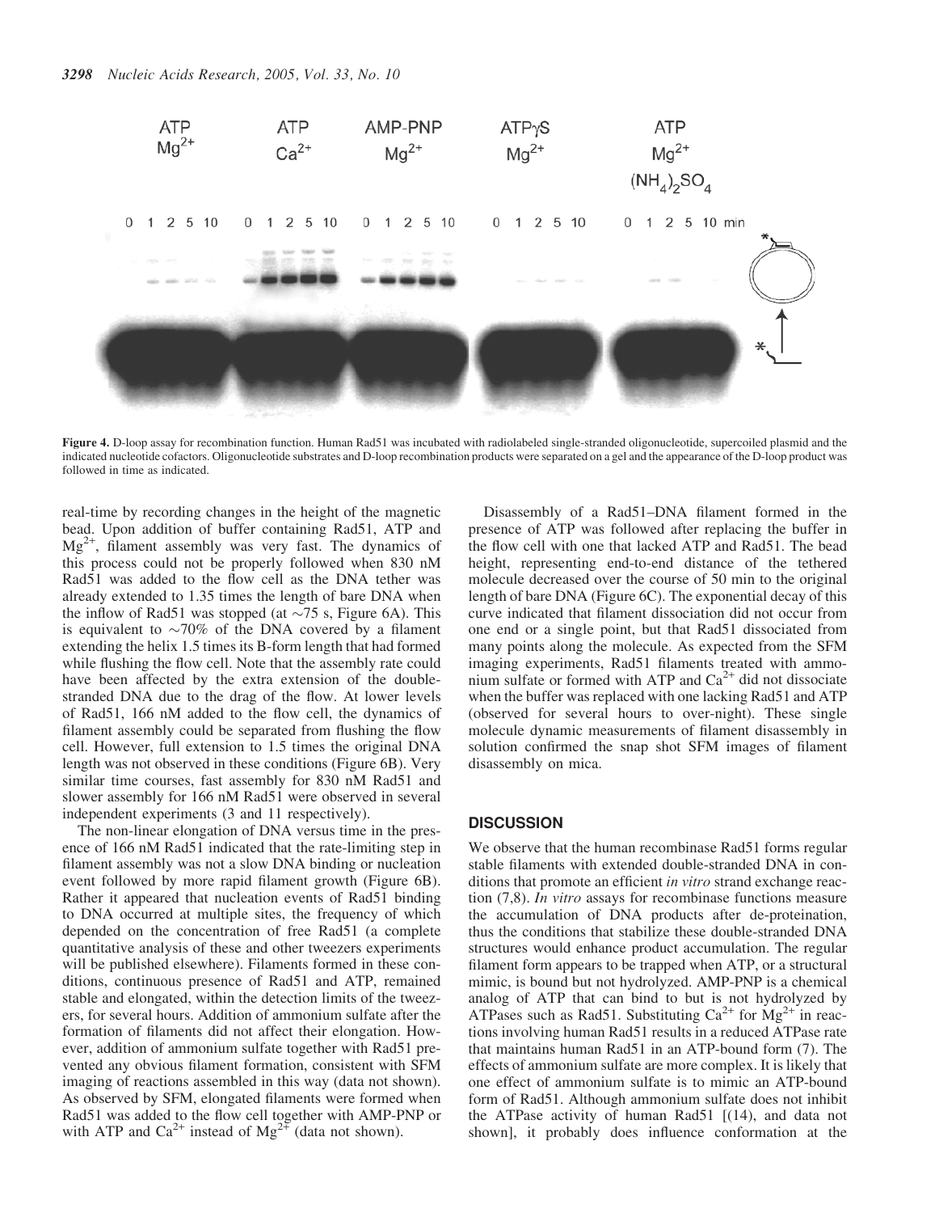**Figure 4.** D-loop assay for recombination function. Human Rad51 was incubated with radiolabeled single-stranded oligonucleotide, supercoiled plasmid and the indicated nucleotide cofactors. Oligonucleotide substrates and D-loop recombination products were separated on a gel and the appearance of the D-loop product was followed in time as indicated.

real-time by recording changes in the height of the magnetic bead. Upon addition of buffer containing Rad51, ATP and $Mg^{2+}$, filament assembly was very fast. The dynamics of this process could not be properly followed when 830 nM Rad51 was added to the flow cell as the DNA tether was already extended to 1.35 times the length of bare DNA when the inflow of Rad51 was stopped (at ∼75 s, Figure 6A). This is equivalent to ∼70% of the DNA covered by a filament extending the helix 1.5 times its B-form length that had formed while flushing the flow cell. Note that the assembly rate could have been affected by the extra extension of the double-stranded DNA due to the drag of the flow. At lower levels of Rad51, 166 nM added to the flow cell, the dynamics of filament assembly could be separated from flushing the flow cell. However, full extension to 1.5 times the original DNA length was not observed in these conditions (Figure 6B). Very similar time courses, fast assembly for 830 nM Rad51 and slower assembly for 166 nM Rad51 were observed in several independent experiments (3 and 11 respectively).

The non-linear elongation of DNA versus time in the presence of 166 nM Rad51 indicated that the rate-limiting step in filament assembly was not a slow DNA binding or nucleation event followed by more rapid filament growth (Figure 6B). Rather it appeared that nucleation events of Rad51 binding to DNA occurred at multiple sites, the frequency of which depended on the concentration of free Rad51 (a complete quantitative analysis of these and other tweezers experiments will be published elsewhere). Filaments formed in these conditions, continuous presence of Rad51 and ATP, remained stable and elongated, within the detection limits of the tweezers, for several hours. Addition of ammonium sulfate after the formation of filaments did not affect their elongation. However, addition of ammonium sulfate together with Rad51 prevented any obvious filament formation, consistent with SFM imaging of reactions assembled in this way (data not shown). As observed by SFM, elongated filaments were formed when Rad51 was added to the flow cell together with AMP-PNP or with ATP and $Ca^{2+}$ instead of $Mg^{2+}$ (data not shown).

Disassembly of a Rad51–DNA filament formed in the presence of ATP was followed after replacing the buffer in the flow cell with one that lacked ATP and Rad51. The bead height, representing end-to-end distance of the tethered molecule decreased over the course of 50 min to the original length of bare DNA (Figure 6C). The exponential decay of this curve indicated that filament dissociation did not occur from one end or a single point, but that Rad51 dissociated from many points along the molecule. As expected from the SFM imaging experiments, Rad51 filaments treated with ammonium sulfate or formed with ATP and $Ca^{2+}$ did not dissociate when the buffer was replaced with one lacking Rad51 and ATP (observed for several hours to over-night). These single molecule dynamic measurements of filament disassembly in solution confirmed the snap shot SFM images of filament disassembly on mica.

## DISCUSSION

We observe that the human recombinase Rad51 forms regular stable filaments with extended double-stranded DNA in conditions that promote an efficient *in vitro* strand exchange reaction (7,8). *In vitro* assays for recombinase functions measure the accumulation of DNA products after de-proteination, thus the conditions that stabilize these double-stranded DNA structures would enhance product accumulation. The regular filament form appears to be trapped when ATP, or a structural mimic, is bound but not hydrolyzed. AMP-PNP is a chemical analog of ATP that can bind to but is not hydrolyzed by ATPases such as Rad51. Substituting $Ca^{2+}$ for $Mg^{2+}$ in reactions involving human Rad51 results in a reduced ATPase rate that maintains human Rad51 in an ATP-bound form (7). The effects of ammonium sulfate are more complex. It is likely that one effect of ammonium sulfate is to mimic an ATP-bound form of Rad51. Although ammonium sulfate does not inhibit the ATPase activity of human Rad51 [(14), and data not shown], it probably does influence conformation at the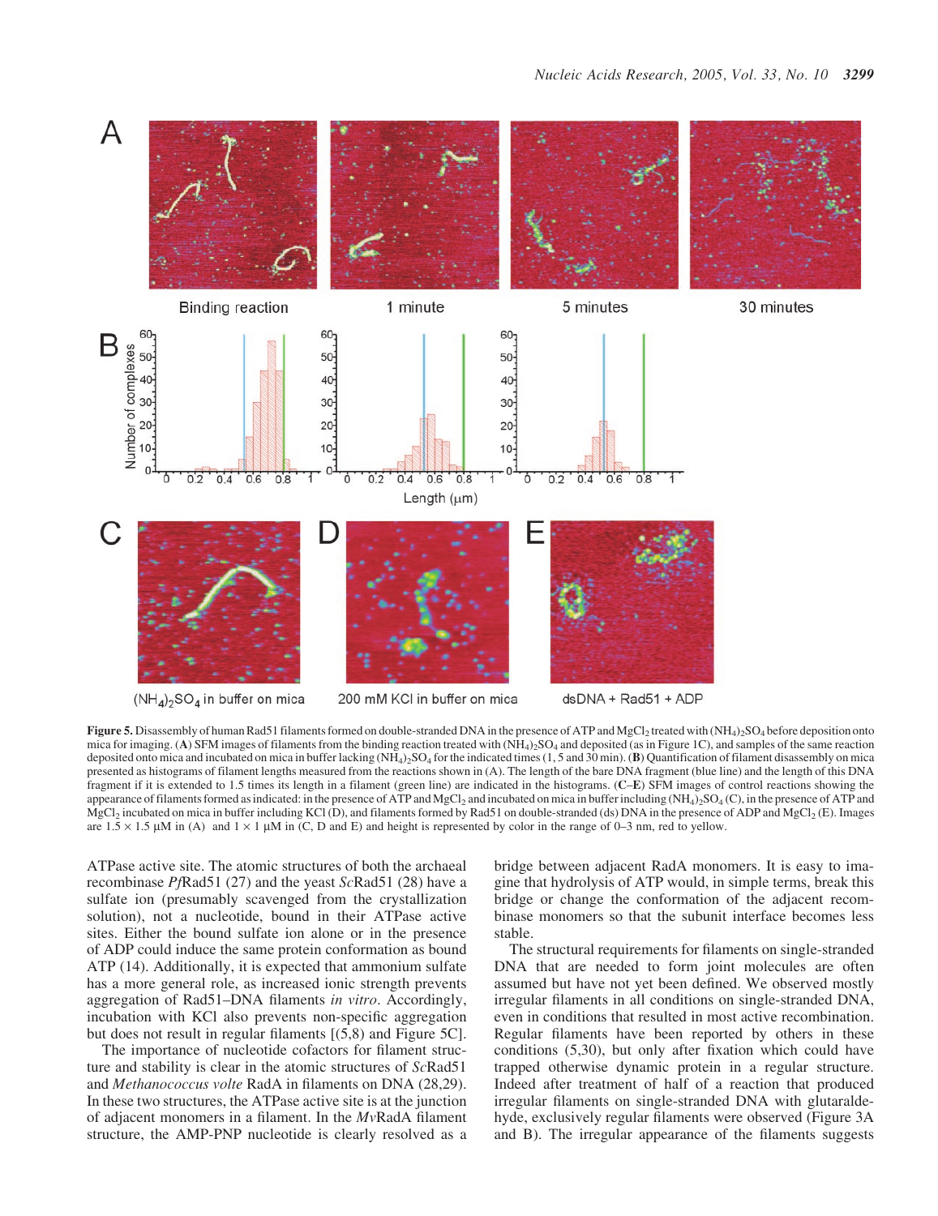**Figure 5.** Disassembly of human Rad51 filaments formed on double-stranded DNA in the presence of ATP and $MgCl_2$ treated with $(NH_4)_2SO_4$ before deposition onto mica for imaging. (**A**) SFM images of filaments from the binding reaction treated with $(NH_4)_2SO_4$ and deposited (as in Figure 1C), and samples of the same reaction deposited onto mica and incubated on mica in buffer lacking $(NH_4)_2SO_4$ for the indicated times (1, 5 and 30 min). (**B**) Quantification of filament disassembly on mica presented as histograms of filament lengths measured from the reactions shown in (A). The length of the bare DNA fragment (blue line) and the length of this DNA fragment if it is extended to 1.5 times its length in a filament (green line) are indicated in the histograms. (**C–E**) SFM images of control reactions showing the appearance of filaments formed as indicated: in the presence of ATP and $MgCl_2$ and incubated on mica in buffer including $(NH_4)_2SO_4$ (C), in the presence of ATP and $MgCl_2$ incubated on mica in buffer including KCl (D), and filaments formed by Rad51 on double-stranded (ds) DNA in the presence of ADP and $MgCl_2$ (E). Images are $1.5 \times 1.5$ μM in (A) and $1 \times 1$ μM in (C, D and E) and height is represented by color in the range of 0–3 nm, red to yellow.

ATPase active site. The atomic structures of both the archaeal recombinase *Pf*Rad51 (27) and the yeast *Sc*Rad51 (28) have a sulfate ion (presumably scavenged from the crystallization solution), not a nucleotide, bound in their ATPase active sites. Either the bound sulfate ion alone or in the presence of ADP could induce the same protein conformation as bound ATP (14). Additionally, it is expected that ammonium sulfate has a more general role, as increased ionic strength prevents aggregation of Rad51–DNA filaments *in vitro*. Accordingly, incubation with KCl also prevents non-specific aggregation but does not result in regular filaments [(5,8) and Figure 5C].

The importance of nucleotide cofactors for filament structure and stability is clear in the atomic structures of *Sc*Rad51 and *Methanococcus volte* RadA in filaments on DNA (28,29). In these two structures, the ATPase active site is at the junction of adjacent monomers in a filament. In the *Mv*RadA filament structure, the AMP-PNP nucleotide is clearly resolved as a bridge between adjacent RadA monomers. It is easy to imagine that hydrolysis of ATP would, in simple terms, break this bridge or change the conformation of the adjacent recombinase monomers so that the subunit interface becomes less stable.

The structural requirements for filaments on single-stranded DNA that are needed to form joint molecules are often assumed but have not yet been defined. We observed mostly irregular filaments in all conditions on single-stranded DNA, even in conditions that resulted in most active recombination. Regular filaments have been reported by others in these conditions (5,30), but only after fixation which could have trapped otherwise dynamic protein in a regular structure. Indeed after treatment of half of a reaction that produced irregular filaments on single-stranded DNA with glutaraldehyde, exclusively regular filaments were observed (Figure 3A and B). The irregular appearance of the filaments suggests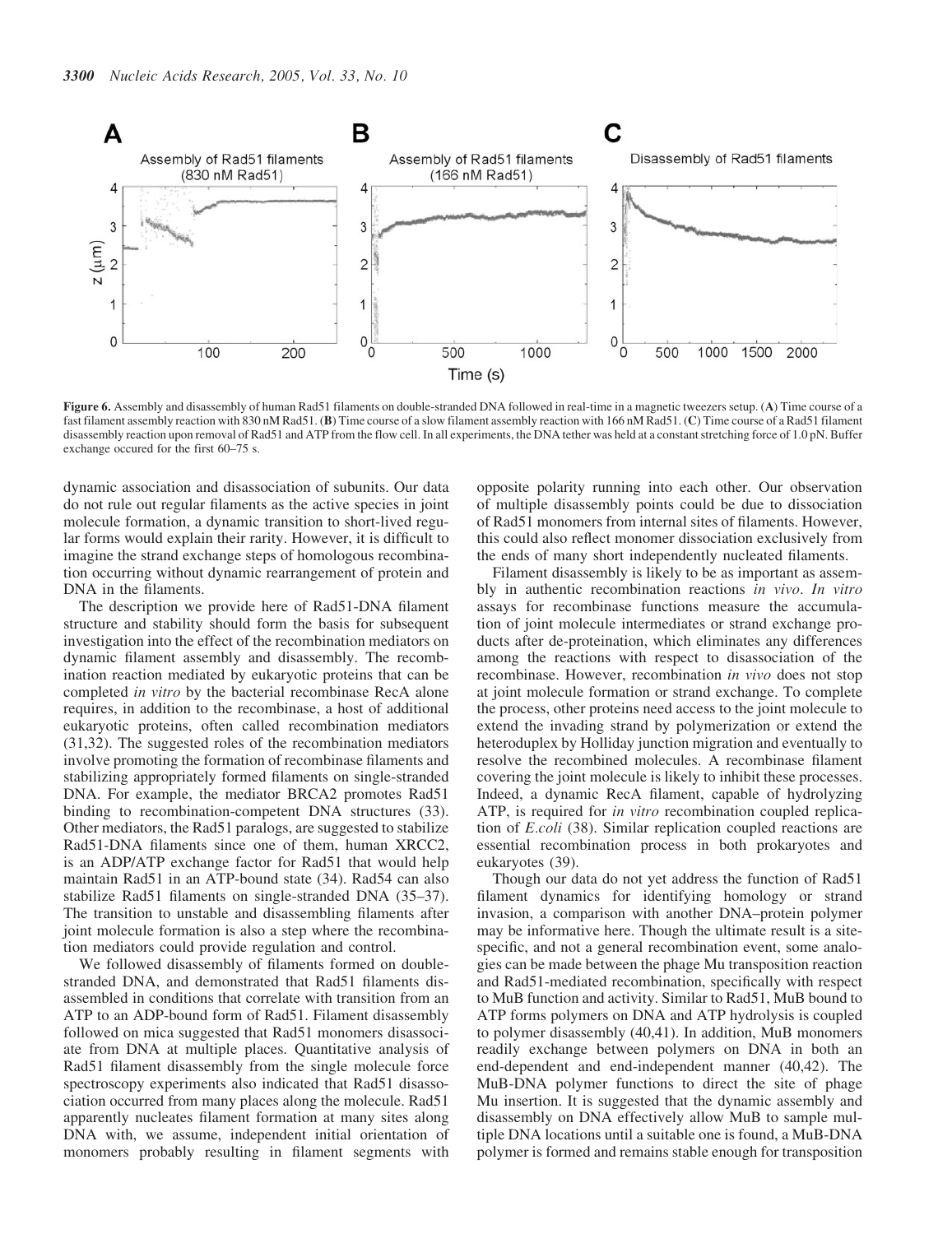**Figure 6.** Assembly and disassembly of human Rad51 filaments on double-stranded DNA followed in real-time in a magnetic tweezers setup. (**A**) Time course of a fast filament assembly reaction with 830 nM Rad51. (**B**) Time course of a slow filament assembly reaction with 166 nM Rad51. (**C**) Time course of a Rad51 filament disassembly reaction upon removal of Rad51 and ATP from the flow cell. In all experiments, the DNA tether was held at a constant stretching force of 1.0 pN. Buffer exchange occured for the first 60–75 s.

dynamic association and disassociation of subunits. Our data do not rule out regular filaments as the active species in joint molecule formation, a dynamic transition to short-lived regular forms would explain their rarity. However, it is difficult to imagine the strand exchange steps of homologous recombination occurring without dynamic rearrangement of protein and DNA in the filaments.

The description we provide here of Rad51-DNA filament structure and stability should form the basis for subsequent investigation into the effect of the recombination mediators on dynamic filament assembly and disassembly. The recombination reaction mediated by eukaryotic proteins that can be completed *in vitro* by the bacterial recombinase RecA alone requires, in addition to the recombinase, a host of additional eukaryotic proteins, often called recombination mediators (31,32). The suggested roles of the recombination mediators involve promoting the formation of recombinase filaments and stabilizing appropriately formed filaments on single-stranded DNA. For example, the mediator BRCA2 promotes Rad51 binding to recombination-competent DNA structures (33). Other mediators, the Rad51 paralogs, are suggested to stabilize Rad51-DNA filaments since one of them, human XRCC2, is an ADP/ATP exchange factor for Rad51 that would help maintain Rad51 in an ATP-bound state (34). Rad54 can also stabilize Rad51 filaments on single-stranded DNA (35–37). The transition to unstable and disassembling filaments after joint molecule formation is also a step where the recombination mediators could provide regulation and control.

We followed disassembly of filaments formed on double-stranded DNA, and demonstrated that Rad51 filaments disassembled in conditions that correlate with transition from an ATP to an ADP-bound form of Rad51. Filament disassembly followed on mica suggested that Rad51 monomers disassociate from DNA at multiple places. Quantitative analysis of Rad51 filament disassembly from the single molecule force spectroscopy experiments also indicated that Rad51 disassociation occurred from many places along the molecule. Rad51 apparently nucleates filament formation at many sites along DNA with, we assume, independent initial orientation of monomers probably resulting in filament segments with opposite polarity running into each other. Our observation of multiple disassembly points could be due to dissociation of Rad51 monomers from internal sites of filaments. However, this could also reflect monomer dissociation exclusively from the ends of many short independently nucleated filaments.

Filament disassembly is likely to be as important as assembly in authentic recombination reactions *in vivo*. *In vitro* assays for recombinase functions measure the accumulation of joint molecule intermediates or strand exchange products after de-proteination, which eliminates any differences among the reactions with respect to disassociation of the recombinase. However, recombination *in vivo* does not stop at joint molecule formation or strand exchange. To complete the process, other proteins need access to the joint molecule to extend the invading strand by polymerization or extend the heteroduplex by Holliday junction migration and eventually to resolve the recombined molecules. A recombinase filament covering the joint molecule is likely to inhibit these processes. Indeed, a dynamic RecA filament, capable of hydrolyzing ATP, is required for *in vitro* recombination coupled replication of *E.coli* (38). Similar replication coupled reactions are essential recombination process in both prokaryotes and eukaryotes (39).

Though our data do not yet address the function of Rad51 filament dynamics for identifying homology or strand invasion, a comparison with another DNA–protein polymer may be informative here. Though the ultimate result is a site-specific, and not a general recombination event, some analogies can be made between the phage Mu transposition reaction and Rad51-mediated recombination, specifically with respect to MuB function and activity. Similar to Rad51, MuB bound to ATP forms polymers on DNA and ATP hydrolysis is coupled to polymer disassembly (40,41). In addition, MuB monomers readily exchange between polymers on DNA in both an end-dependent and end-independent manner (40,42). The MuB-DNA polymer functions to direct the site of phage Mu insertion. It is suggested that the dynamic assembly and disassembly on DNA effectively allow MuB to sample multiple DNA locations until a suitable one is found, a MuB-DNA polymer is formed and remains stable enough for transposition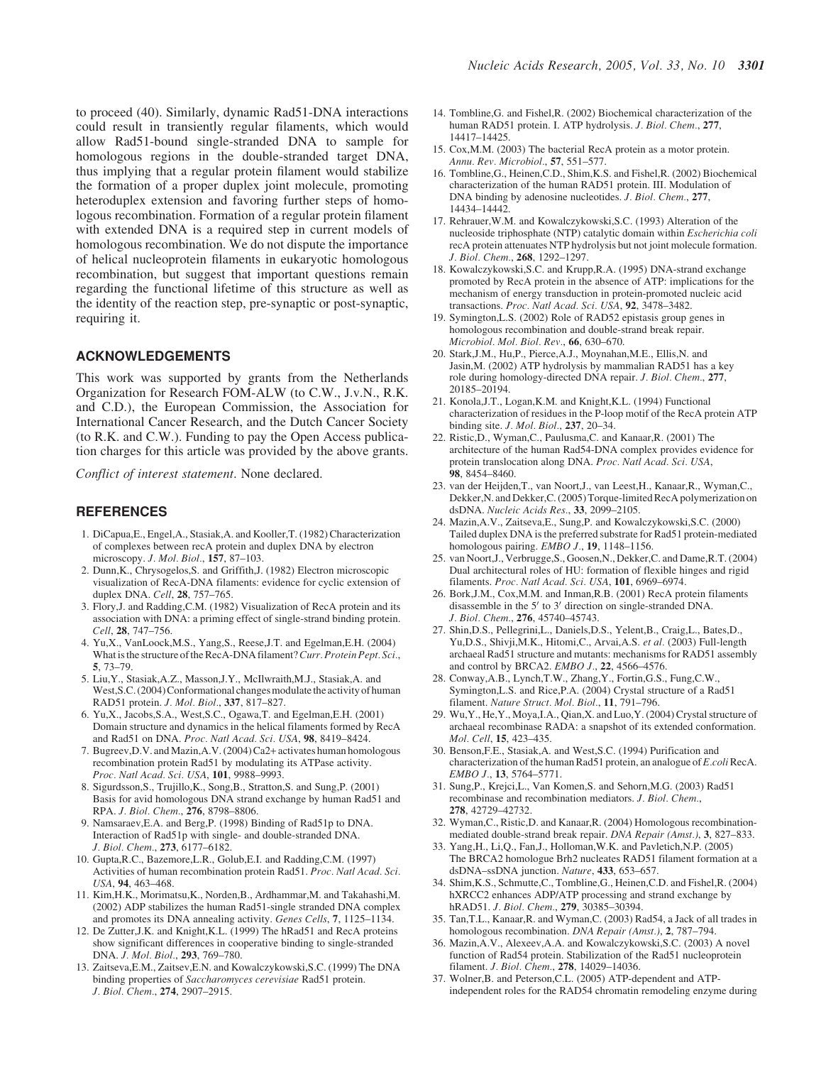to proceed (40). Similarly, dynamic Rad51-DNA interactions could result in transiently regular filaments, which would allow Rad51-bound single-stranded DNA to sample for homologous regions in the double-stranded target DNA, thus implying that a regular protein filament would stabilize the formation of a proper duplex joint molecule, promoting heteroduplex extension and favoring further steps of homologous recombination. Formation of a regular protein filament with extended DNA is a required step in current models of homologous recombination. We do not dispute the importance of helical nucleoprotein filaments in eukaryotic homologous recombination, but suggest that important questions remain regarding the functional lifetime of this structure as well as the identity of the reaction step, pre-synaptic or post-synaptic, requiring it.

## ACKNOWLEDGEMENTS

This work was supported by grants from the Netherlands Organization for Research FOM-ALW (to C.W., J.v.N., R.K. and C.D.), the European Commission, the Association for International Cancer Research, and the Dutch Cancer Society (to R.K. and C.W.). Funding to pay the Open Access publication charges for this article was provided by the above grants.

*Conflict of interest statement*. None declared.

## REFERENCES

1. DiCapua,E., Engel,A., Stasiak,A. and Kooller,T. (1982) Characterization of complexes between recA protein and duplex DNA by electron microscopy. *J. Mol. Biol.*, **157**, 87–103.
2. Dunn,K., Chrysogelos,S. and Griffith,J. (1982) Electron microscopic visualization of RecA-DNA filaments: evidence for cyclic extension of duplex DNA. *Cell*, **28**, 757–765.
3. Flory,J. and Radding,C.M. (1982) Visualization of RecA protein and its association with DNA: a priming effect of single-strand binding protein. *Cell*, **28**, 747–756.
4. Yu,X., VanLoock,M.S., Yang,S., Reese,J.T. and Egelman,E.H. (2004) What is the structure of the RecA-DNA filament? *Curr. Protein Pept. Sci.*, **5**, 73–79.
5. Liu,Y., Stasiak,A.Z., Masson,J.Y., McIlwraith,M.J., Stasiak,A. and West,S.C. (2004) Conformational changes modulate the activity of human RAD51 protein. *J. Mol. Biol.*, **337**, 817–827.
6. Yu,X., Jacobs,S.A., West,S.C., Ogawa,T. and Egelman,E.H. (2001) Domain structure and dynamics in the helical filaments formed by RecA and Rad51 on DNA. *Proc. Natl Acad. Sci. USA*, **98**, 8419–8424.
7. Bugreev,D.V. and Mazin,A.V. (2004) Ca2+ activates human homologous recombination protein Rad51 by modulating its ATPase activity. *Proc. Natl Acad. Sci. USA*, **101**, 9988–9993.
8. Sigurdsson,S., Trujillo,K., Song,B., Stratton,S. and Sung,P. (2001) Basis for avid homologous DNA strand exchange by human Rad51 and RPA. *J. Biol. Chem.*, **276**, 8798–8806.
9. Namsaraev,E.A. and Berg,P. (1998) Binding of Rad51p to DNA. Interaction of Rad51p with single- and double-stranded DNA. *J. Biol. Chem.*, **273**, 6177–6182.
10. Gupta,R.C., Bazemore,L.R., Golub,E.I. and Radding,C.M. (1997) Activities of human recombination protein Rad51. *Proc. Natl Acad. Sci. USA*, **94**, 463–468.
11. Kim,H.K., Morimatsu,K., Norden,B., Ardhammar,M. and Takahashi,M. (2002) ADP stabilizes the human Rad51-single stranded DNA complex and promotes its DNA annealing activity. *Genes Cells*, **7**, 1125–1134.
12. De Zutter,J.K. and Knight,K.L. (1999) The hRad51 and RecA proteins show significant differences in cooperative binding to single-stranded DNA. *J. Mol. Biol.*, **293**, 769–780.
13. Zaitseva,E.M., Zaitsev,E.N. and Kowalczykowski,S.C. (1999) The DNA binding properties of *Saccharomyces cerevisiae* Rad51 protein. *J. Biol. Chem.*, **274**, 2907–2915.
14. Tombline,G. and Fishel,R. (2002) Biochemical characterization of the human RAD51 protein. I. ATP hydrolysis. *J. Biol. Chem.*, **277**, 14417–14425.
15. Cox,M.M. (2003) The bacterial RecA protein as a motor protein. *Annu. Rev. Microbiol.*, **57**, 551–577.
16. Tombline,G., Heinen,C.D., Shim,K.S. and Fishel,R. (2002) Biochemical characterization of the human RAD51 protein. III. Modulation of DNA binding by adenosine nucleotides. *J. Biol. Chem.*, **277**, 14434–14442.
17. Rehrauer,W.M. and Kowalczykowski,S.C. (1993) Alteration of the nucleoside triphosphate (NTP) catalytic domain within *Escherichia coli* recA protein attenuates NTP hydrolysis but not joint molecule formation. *J. Biol. Chem.*, **268**, 1292–1297.
18. Kowalczykowski,S.C. and Krupp,R.A. (1995) DNA-strand exchange promoted by RecA protein in the absence of ATP: implications for the mechanism of energy transduction in protein-promoted nucleic acid transactions. *Proc. Natl Acad. Sci. USA*, **92**, 3478–3482.
19. Symington,L.S. (2002) Role of RAD52 epistasis group genes in homologous recombination and double-strand break repair. *Microbiol. Mol. Biol. Rev.*, **66**, 630–670.
20. Stark,J.M., Hu,P., Pierce,A.J., Moynahan,M.E., Ellis,N. and Jasin,M. (2002) ATP hydrolysis by mammalian RAD51 has a key role during homology-directed DNA repair. *J. Biol. Chem.*, **277**, 20185–20194.
21. Konola,J.T., Logan,K.M. and Knight,K.L. (1994) Functional characterization of residues in the P-loop motif of the RecA protein ATP binding site. *J. Mol. Biol.*, **237**, 20–34.
22. Ristic,D., Wyman,C., Paulusma,C. and Kanaar,R. (2001) The architecture of the human Rad54-DNA complex provides evidence for protein translocation along DNA. *Proc. Natl Acad. Sci. USA*, **98**, 8454–8460.
23. van der Heijden,T., van Noort,J., van Leest,H., Kanaar,R., Wyman,C., Dekker,N. and Dekker,C. (2005) Torque-limited RecA polymerization on dsDNA. *Nucleic Acids Res.*, **33**, 2099–2105.
24. Mazin,A.V., Zaitseva,E., Sung,P. and Kowalczykowski,S.C. (2000) Tailed duplex DNA is the preferred substrate for Rad51 protein-mediated homologous pairing. *EMBO J.*, **19**, 1148–1156.
25. van Noort,J., Verbrugge,S., Goosen,N., Dekker,C. and Dame,R.T. (2004) Dual architectural roles of HU: formation of flexible hinges and rigid filaments. *Proc. Natl Acad. Sci. USA*, **101**, 6969–6974.
26. Bork,J.M., Cox,M.M. and Inman,R.B. (2001) RecA protein filaments disassemble in the 5′ to 3′ direction on single-stranded DNA. *J. Biol. Chem.*, **276**, 45740–45743.
27. Shin,D.S., Pellegrini,L., Daniels,D.S., Yelent,B., Craig,L., Bates,D., Yu,D.S., Shivji,M.K., Hitomi,C., Arvai,A.S. *et al*. (2003) Full-length archaeal Rad51 structure and mutants: mechanisms for RAD51 assembly and control by BRCA2. *EMBO J.*, **22**, 4566–4576.
28. Conway,A.B., Lynch,T.W., Zhang,Y., Fortin,G.S., Fung,C.W., Symington,L.S. and Rice,P.A. (2004) Crystal structure of a Rad51 filament. *Nature Struct. Mol. Biol.*, **11**, 791–796.
29. Wu,Y., He,Y., Moya,I.A., Qian,X. and Luo,Y. (2004) Crystal structure of archaeal recombinase RADA: a snapshot of its extended conformation. *Mol. Cell*, **15**, 423–435.
30. Benson,F.E., Stasiak,A. and West,S.C. (1994) Purification and characterization of the human Rad51 protein, an analogue of *E.coli* RecA. *EMBO J.*, **13**, 5764–5771.
31. Sung,P., Krejci,L., Van Komen,S. and Sehorn,M.G. (2003) Rad51 recombinase and recombination mediators. *J. Biol. Chem.*, **278**, 42729–42732.
32. Wyman,C., Ristic,D. and Kanaar,R. (2004) Homologous recombination-mediated double-strand break repair. *DNA Repair (Amst.)*, **3**, 827–833.
33. Yang,H., Li,Q., Fan,J., Holloman,W.K. and Pavletich,N.P. (2005) The BRCA2 homologue Brh2 nucleates RAD51 filament formation at a dsDNA–ssDNA junction. *Nature*, **433**, 653–657.
34. Shim,K.S., Schmutte,C., Tombline,G., Heinen,C.D. and Fishel,R. (2004) hXRCC2 enhances ADP/ATP processing and strand exchange by hRAD51. *J. Biol. Chem.*, **279**, 30385–30394.
35. Tan,T.L., Kanaar,R. and Wyman,C. (2003) Rad54, a Jack of all trades in homologous recombination. *DNA Repair (Amst.)*, **2**, 787–794.
36. Mazin,A.V., Alexeev,A.A. and Kowalczykowski,S.C. (2003) A novel function of Rad54 protein. Stabilization of the Rad51 nucleoprotein filament. *J. Biol. Chem.*, **278**, 14029–14036.
37. Wolner,B. and Peterson,C.L. (2005) ATP-dependent and ATP-independent roles for the RAD54 chromatin remodeling enzyme during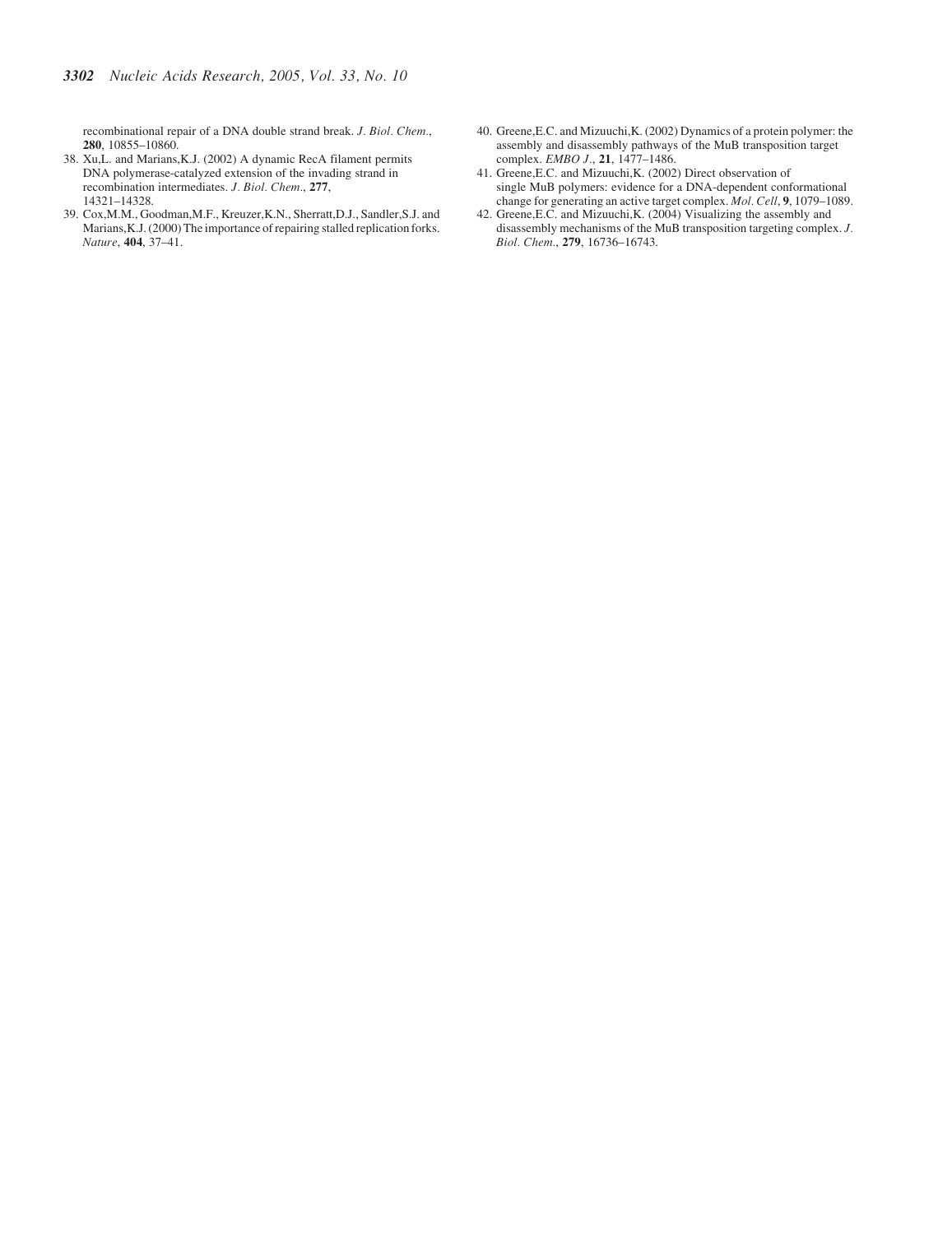recombinational repair of a DNA double strand break. *J. Biol. Chem.*, **280**, 10855–10860.

38. Xu,L. and Marians,K.J. (2002) A dynamic RecA filament permits DNA polymerase-catalyzed extension of the invading strand in recombination intermediates. *J. Biol. Chem.*, **277**, 14321–14328.
39. Cox,M.M., Goodman,M.F., Kreuzer,K.N., Sherratt,D.J., Sandler,S.J. and Marians,K.J. (2000) The importance of repairing stalled replication forks. *Nature*, **404**, 37–41.
40. Greene,E.C. and Mizuuchi,K. (2002) Dynamics of a protein polymer: the assembly and disassembly pathways of the MuB transposition target complex. *EMBO J.*, **21**, 1477–1486.
41. Greene,E.C. and Mizuuchi,K. (2002) Direct observation of single MuB polymers: evidence for a DNA-dependent conformational change for generating an active target complex. *Mol. Cell*, **9**, 1079–1089.
42. Greene,E.C. and Mizuuchi,K. (2004) Visualizing the assembly and disassembly mechanisms of the MuB transposition targeting complex. *J. Biol. Chem.*, **279**, 16736–16743.